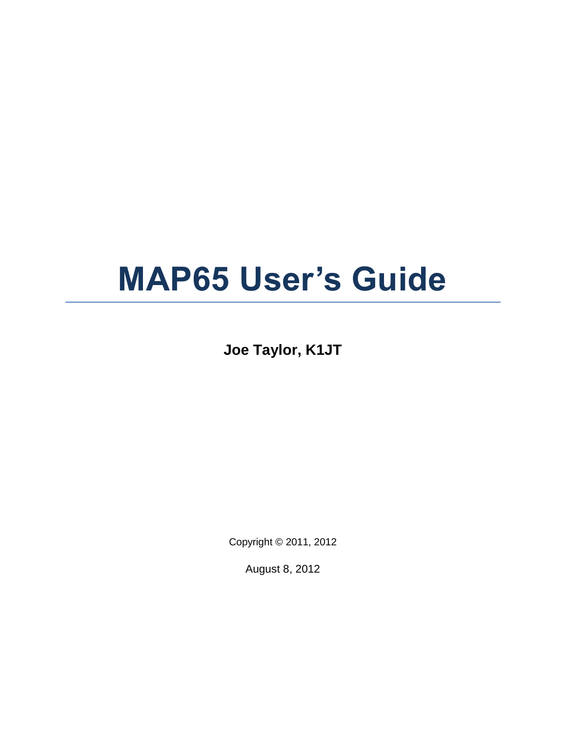# MAP65 User's Guide

**Joe Taylor, K1JT**

Copyright © 2011, 2012

August 8, 2012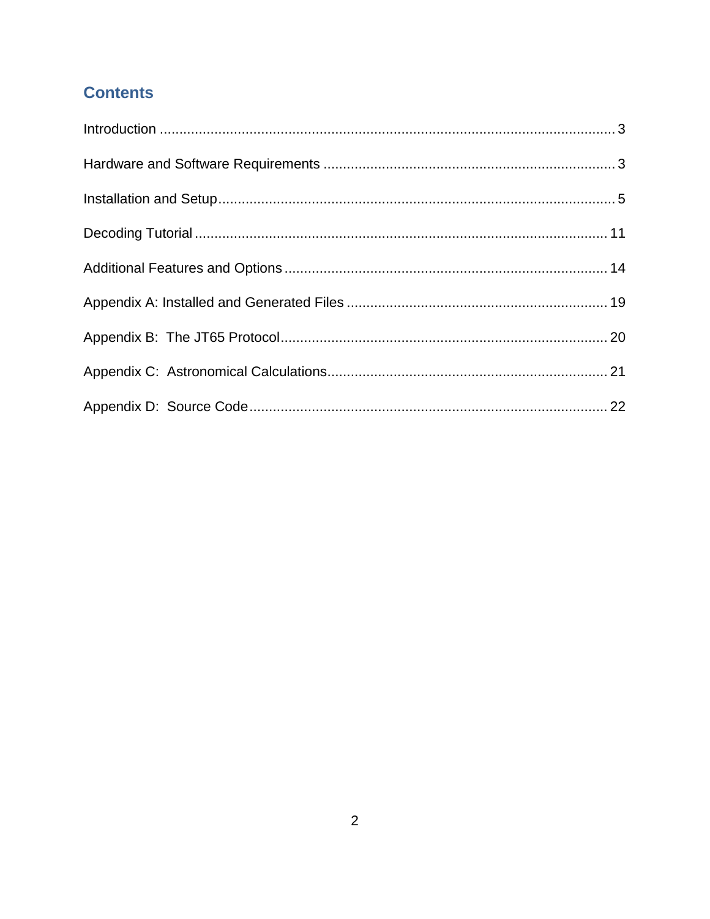## Contents

Introduction ..................................................................................................................... 3

Hardware and Software Requirements ........................................................................... 3

Installation and Setup...................................................................................................... 5

Decoding Tutorial .......................................................................................................... 11

Additional Features and Options ................................................................................... 14

Appendix A: Installed and Generated Files ................................................................... 19

Appendix B: The JT65 Protocol.................................................................................... 20

Appendix C: Astronomical Calculations........................................................................ 21

Appendix D: Source Code............................................................................................ 22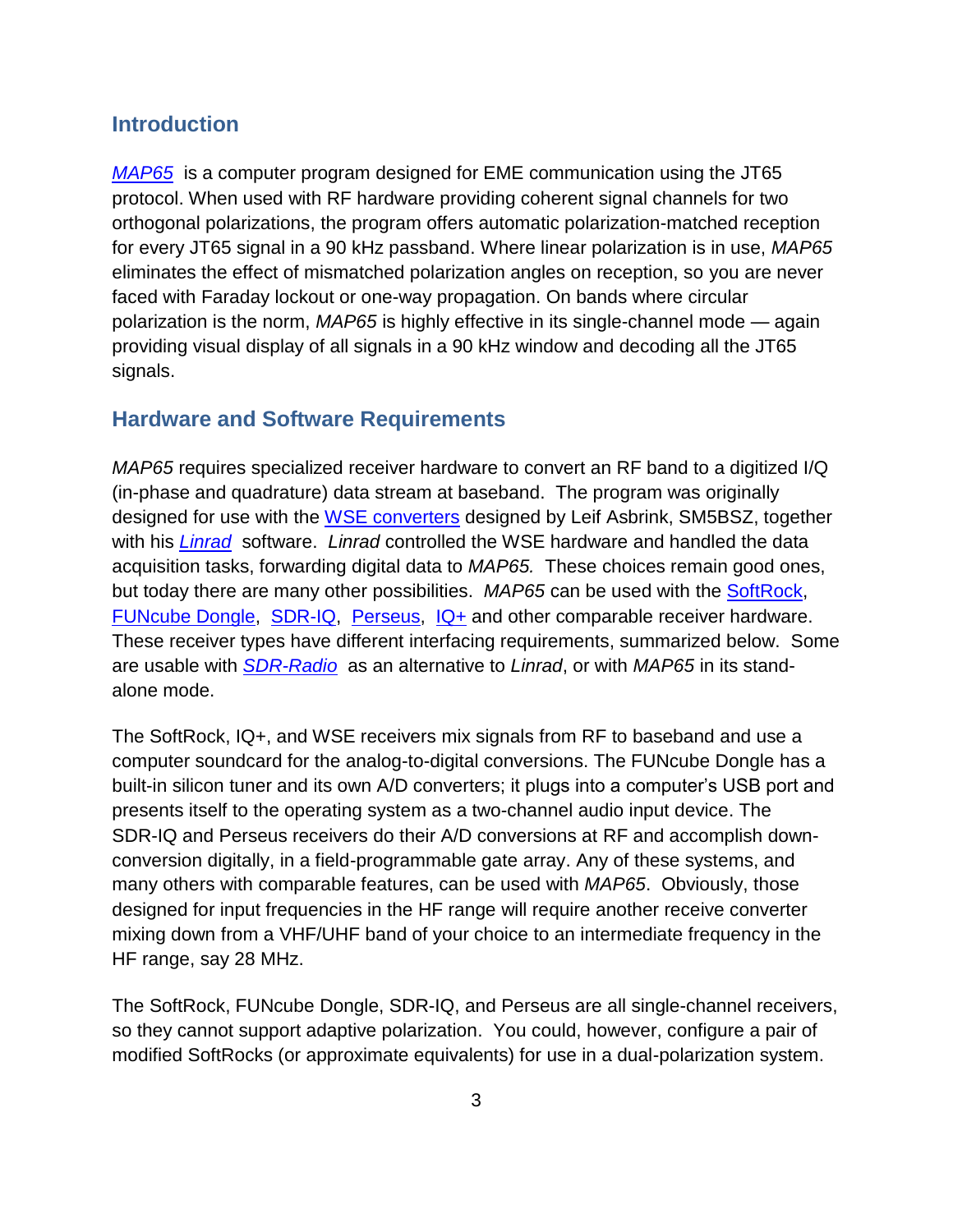## Introduction

*MAP65* is a computer program designed for EME communication using the JT65 protocol. When used with RF hardware providing coherent signal channels for two orthogonal polarizations, the program offers automatic polarization-matched reception for every JT65 signal in a 90 kHz passband. Where linear polarization is in use, *MAP65* eliminates the effect of mismatched polarization angles on reception, so you are never faced with Faraday lockout or one-way propagation. On bands where circular polarization is the norm, *MAP65* is highly effective in its single-channel mode — again providing visual display of all signals in a 90 kHz window and decoding all the JT65 signals.

## Hardware and Software Requirements

*MAP65* requires specialized receiver hardware to convert an RF band to a digitized I/Q (in-phase and quadrature) data stream at baseband. The program was originally designed for use with the WSE converters designed by Leif Asbrink, SM5BSZ, together with his *Linrad* software. *Linrad* controlled the WSE hardware and handled the data acquisition tasks, forwarding digital data to *MAP65.* These choices remain good ones, but today there are many other possibilities. *MAP65* can be used with the SoftRock, FUNcube Dongle, SDR-IQ, Perseus, IQ+ and other comparable receiver hardware. These receiver types have different interfacing requirements, summarized below. Some are usable with *SDR-Radio* as an alternative to *Linrad*, or with *MAP65* in its stand-alone mode.

The SoftRock, IQ+, and WSE receivers mix signals from RF to baseband and use a computer soundcard for the analog-to-digital conversions. The FUNcube Dongle has a built-in silicon tuner and its own A/D converters; it plugs into a computer's USB port and presents itself to the operating system as a two-channel audio input device. The SDR-IQ and Perseus receivers do their A/D conversions at RF and accomplish down-conversion digitally, in a field-programmable gate array. Any of these systems, and many others with comparable features, can be used with *MAP65*. Obviously, those designed for input frequencies in the HF range will require another receive converter mixing down from a VHF/UHF band of your choice to an intermediate frequency in the HF range, say 28 MHz.

The SoftRock, FUNcube Dongle, SDR-IQ, and Perseus are all single-channel receivers, so they cannot support adaptive polarization. You could, however, configure a pair of modified SoftRocks (or approximate equivalents) for use in a dual-polarization system.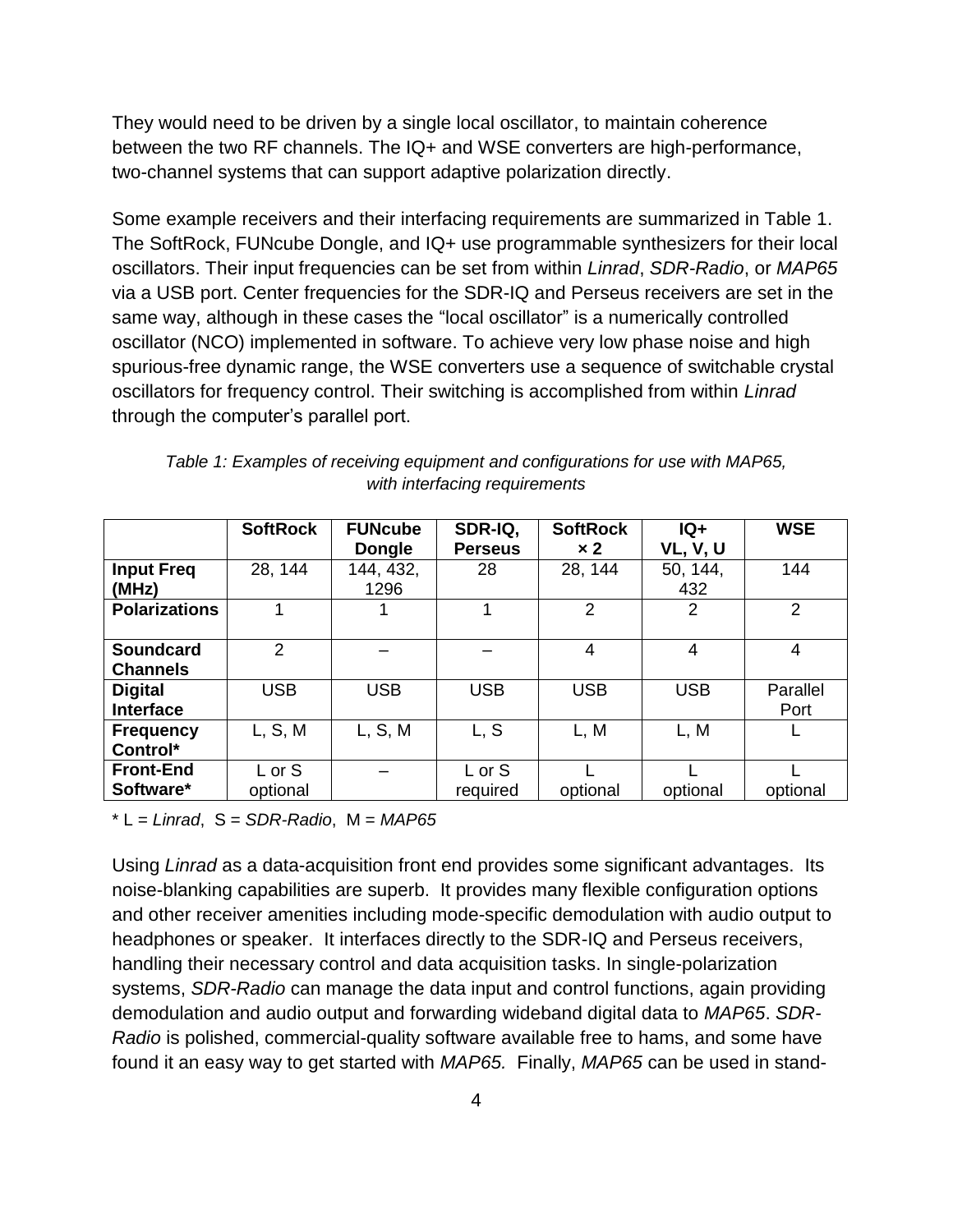They would need to be driven by a single local oscillator, to maintain coherence between the two RF channels. The IQ+ and WSE converters are high-performance, two-channel systems that can support adaptive polarization directly.

Some example receivers and their interfacing requirements are summarized in Table 1. The SoftRock, FUNcube Dongle, and IQ+ use programmable synthesizers for their local oscillators. Their input frequencies can be set from within *Linrad*, *SDR-Radio*, or *MAP65* via a USB port. Center frequencies for the SDR-IQ and Perseus receivers are set in the same way, although in these cases the “local oscillator” is a numerically controlled oscillator (NCO) implemented in software. To achieve very low phase noise and high spurious-free dynamic range, the WSE converters use a sequence of switchable crystal oscillators for frequency control. Their switching is accomplished from within *Linrad* through the computer’s parallel port.

*Table 1: Examples of receiving equipment and configurations for use with MAP65, with interfacing requirements*

| | **SoftRock** | **FUNcube Dongle** | **SDR-IQ, Perseus** | **SoftRock × 2** | **IQ+ VL, V, U** | **WSE** |
|---|---|---|---|---|---|---|
| **Input Freq (MHz)** | 28, 144 | 144, 432, 1296 | 28 | 28, 144 | 50, 144, 432 | 144 |
| **Polarizations** | 1 | 1 | 1 | 2 | 2 | 2 |
| **Soundcard Channels** | 2 | – | – | 4 | 4 | 4 |
| **Digital Interface** | USB | USB | USB | USB | USB | Parallel Port |
| **Frequency Control*** | L, S, M | L, S, M | L, S | L, M | L, M | L |
| **Front-End Software*** | L or S optional | – | L or S required | L optional | L optional | L optional |

\* L = *Linrad*, S = *SDR-Radio*, M = *MAP65*

Using *Linrad* as a data-acquisition front end provides some significant advantages. Its noise-blanking capabilities are superb. It provides many flexible configuration options and other receiver amenities including mode-specific demodulation with audio output to headphones or speaker. It interfaces directly to the SDR-IQ and Perseus receivers, handling their necessary control and data acquisition tasks. In single-polarization systems, *SDR-Radio* can manage the data input and control functions, again providing demodulation and audio output and forwarding wideband digital data to *MAP65*. *SDR-Radio* is polished, commercial-quality software available free to hams, and some have found it an easy way to get started with *MAP65.* Finally, *MAP65* can be used in stand-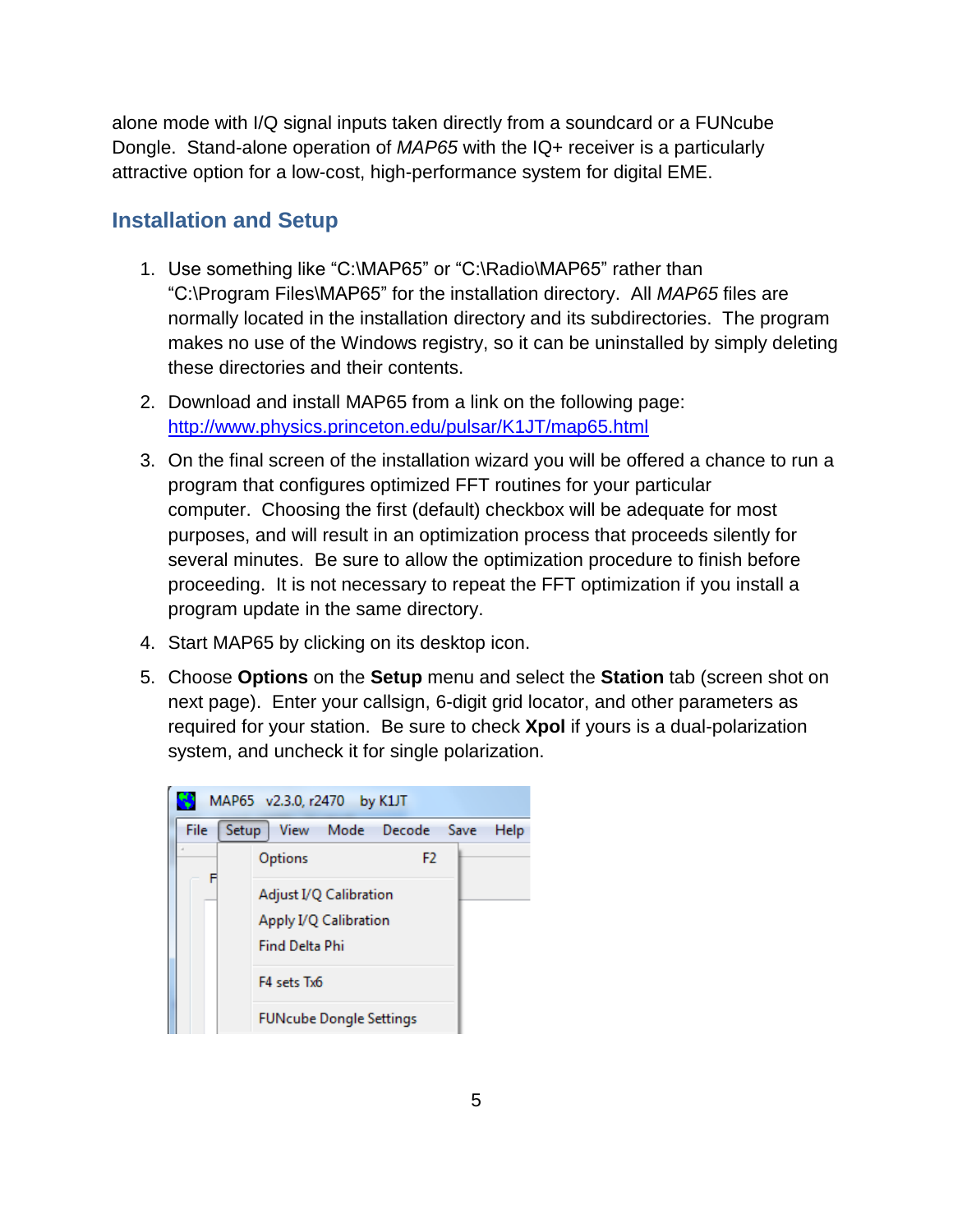alone mode with I/Q signal inputs taken directly from a soundcard or a FUNcube Dongle. Stand-alone operation of *MAP65* with the IQ+ receiver is a particularly attractive option for a low-cost, high-performance system for digital EME.

## Installation and Setup

1. Use something like “C:\MAP65” or “C:\Radio\MAP65” rather than “C:\Program Files\MAP65” for the installation directory. All *MAP65* files are normally located in the installation directory and its subdirectories. The program makes no use of the Windows registry, so it can be uninstalled by simply deleting these directories and their contents.

2. Download and install MAP65 from a link on the following page: [http://www.physics.princeton.edu/pulsar/K1JT/map65.html](http://www.physics.princeton.edu/pulsar/K1JT/map65.html)

3. On the final screen of the installation wizard you will be offered a chance to run a program that configures optimized FFT routines for your particular computer. Choosing the first (default) checkbox will be adequate for most purposes, and will result in an optimization process that proceeds silently for several minutes. Be sure to allow the optimization procedure to finish before proceeding. It is not necessary to repeat the FFT optimization if you install a program update in the same directory.

4. Start MAP65 by clicking on its desktop icon.

5. Choose **Options** on the **Setup** menu and select the **Station** tab (screen shot on next page). Enter your callsign, 6-digit grid locator, and other parameters as required for your station. Be sure to check **Xpol** if yours is a dual-polarization system, and uncheck it for single polarization.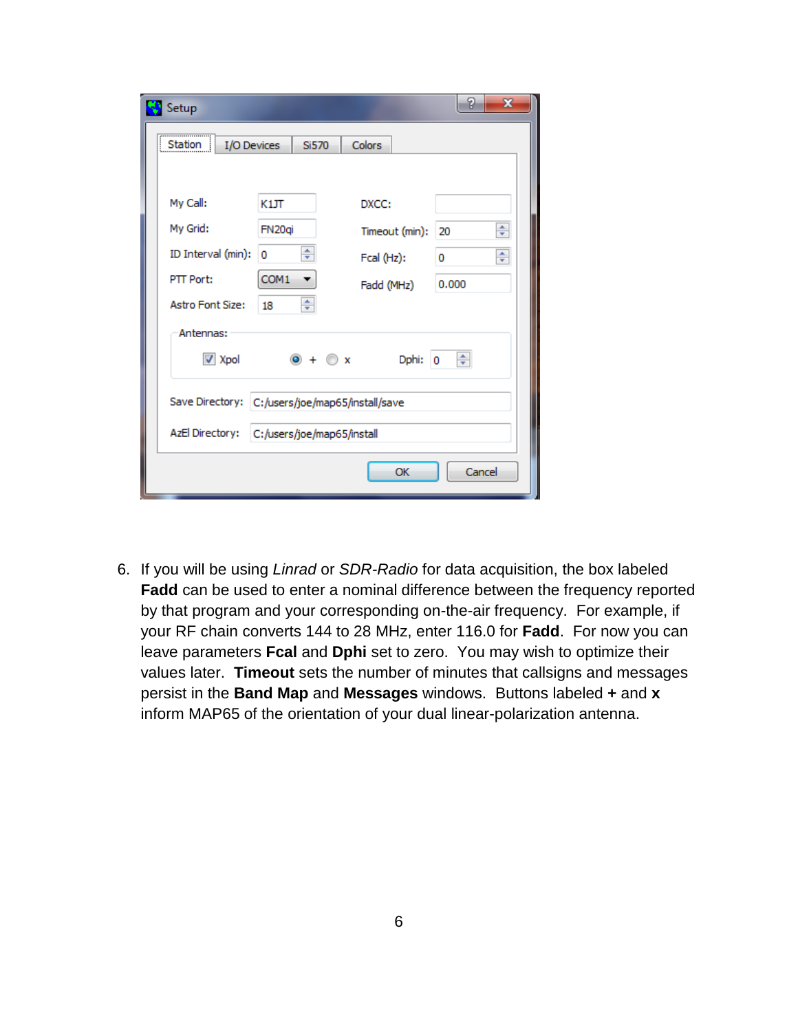6. If you will be using *Linrad* or *SDR-Radio* for data acquisition, the box labeled **Fadd** can be used to enter a nominal difference between the frequency reported by that program and your corresponding on-the-air frequency. For example, if your RF chain converts 144 to 28 MHz, enter 116.0 for **Fadd**. For now you can leave parameters **Fcal** and **Dphi** set to zero. You may wish to optimize their values later. **Timeout** sets the number of minutes that callsigns and messages persist in the **Band Map** and **Messages** windows. Buttons labeled **+** and **x** inform MAP65 of the orientation of your dual linear-polarization antenna.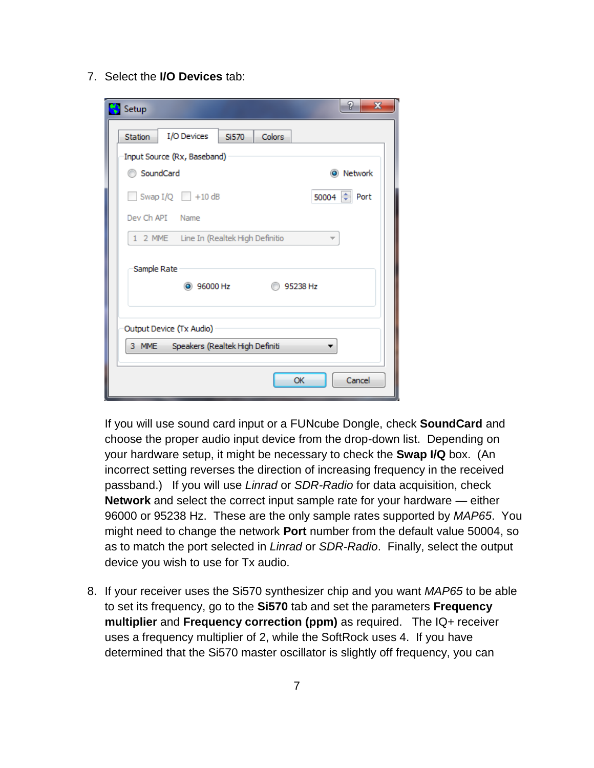7. Select the **I/O Devices** tab:

   If you will use sound card input or a FUNcube Dongle, check **SoundCard** and choose the proper audio input device from the drop-down list. Depending on your hardware setup, it might be necessary to check the **Swap I/Q** box. (An incorrect setting reverses the direction of increasing frequency in the received passband.) If you will use *Linrad* or *SDR-Radio* for data acquisition, check **Network** and select the correct input sample rate for your hardware — either 96000 or 95238 Hz. These are the only sample rates supported by *MAP65*. You might need to change the network **Port** number from the default value 50004, so as to match the port selected in *Linrad* or *SDR-Radio*. Finally, select the output device you wish to use for Tx audio.

8. If your receiver uses the Si570 synthesizer chip and you want *MAP65* to be able to set its frequency, go to the **Si570** tab and set the parameters **Frequency multiplier** and **Frequency correction (ppm)** as required. The IQ+ receiver uses a frequency multiplier of 2, while the SoftRock uses 4. If you have determined that the Si570 master oscillator is slightly off frequency, you can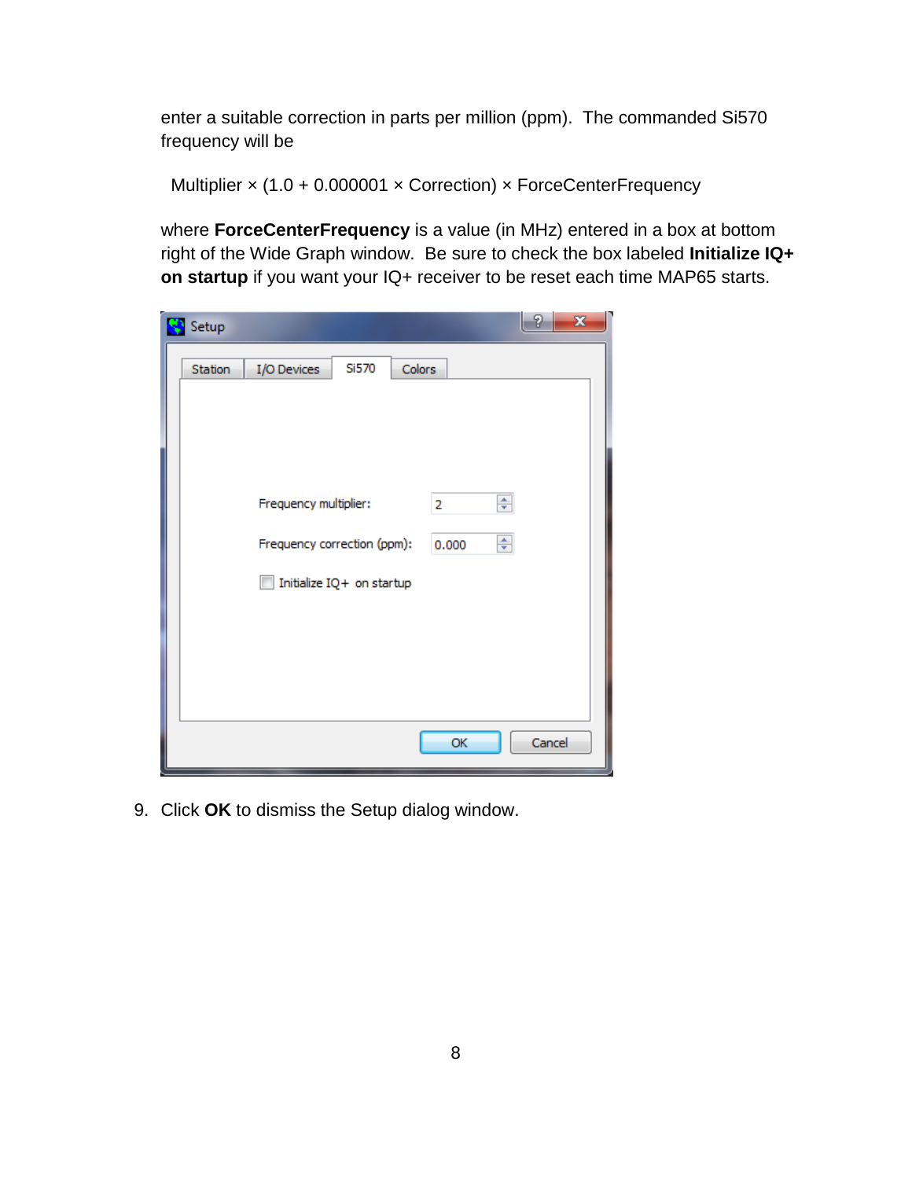enter a suitable correction in parts per million (ppm). The commanded Si570 frequency will be

$$\text{Multiplier} \times (1.0 + 0.000001 \times \text{Correction}) \times \text{ForceCenterFrequency}$$

where **ForceCenterFrequency** is a value (in MHz) entered in a box at bottom right of the Wide Graph window. Be sure to check the box labeled **Initialize IQ+ on startup** if you want your IQ+ receiver to be reset each time MAP65 starts.

9. Click **OK** to dismiss the Setup dialog window.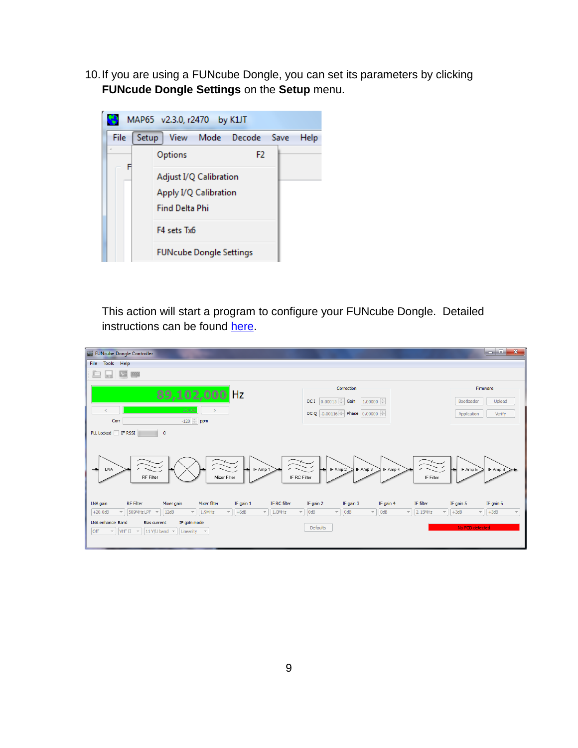10. If you are using a FUNcube Dongle, you can set its parameters by clicking **FUNcude Dongle Settings** on the **Setup** menu.

This action will start a program to configure your FUNcube Dongle. Detailed instructions can be found here.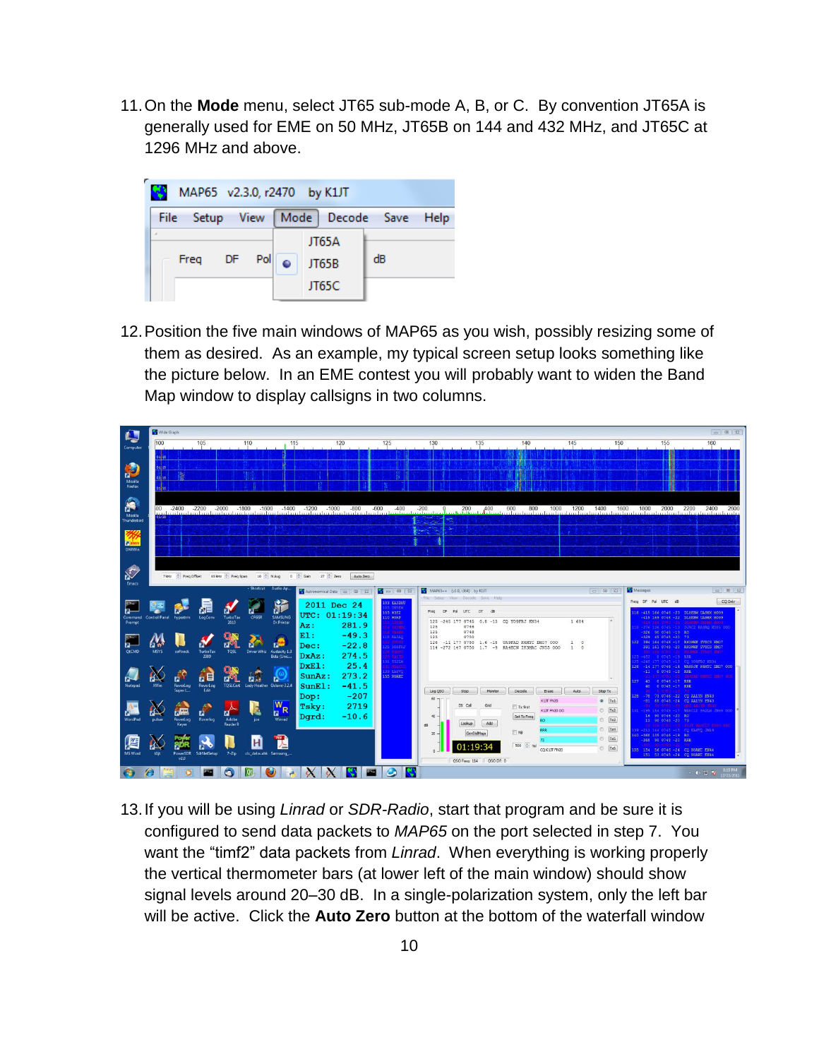11. On the **Mode** menu, select JT65 sub-mode A, B, or C. By convention JT65A is generally used for EME on 50 MHz, JT65B on 144 and 432 MHz, and JT65C at 1296 MHz and above.

12. Position the five main windows of MAP65 as you wish, possibly resizing some of them as desired. As an example, my typical screen setup looks something like the picture below. In an EME contest you will probably want to widen the Band Map window to display callsigns in two columns.

13. If you will be using *Linrad* or *SDR-Radio*, start that program and be sure it is configured to send data packets to *MAP65* on the port selected in step 7. You want the "timf2" data packets from *Linrad*. When everything is working properly the vertical thermometer bars (at lower left of the main window) should show signal levels around 20–30 dB. In a single-polarization system, only the left bar will be active. Click the **Auto Zero** button at the bottom of the waterfall window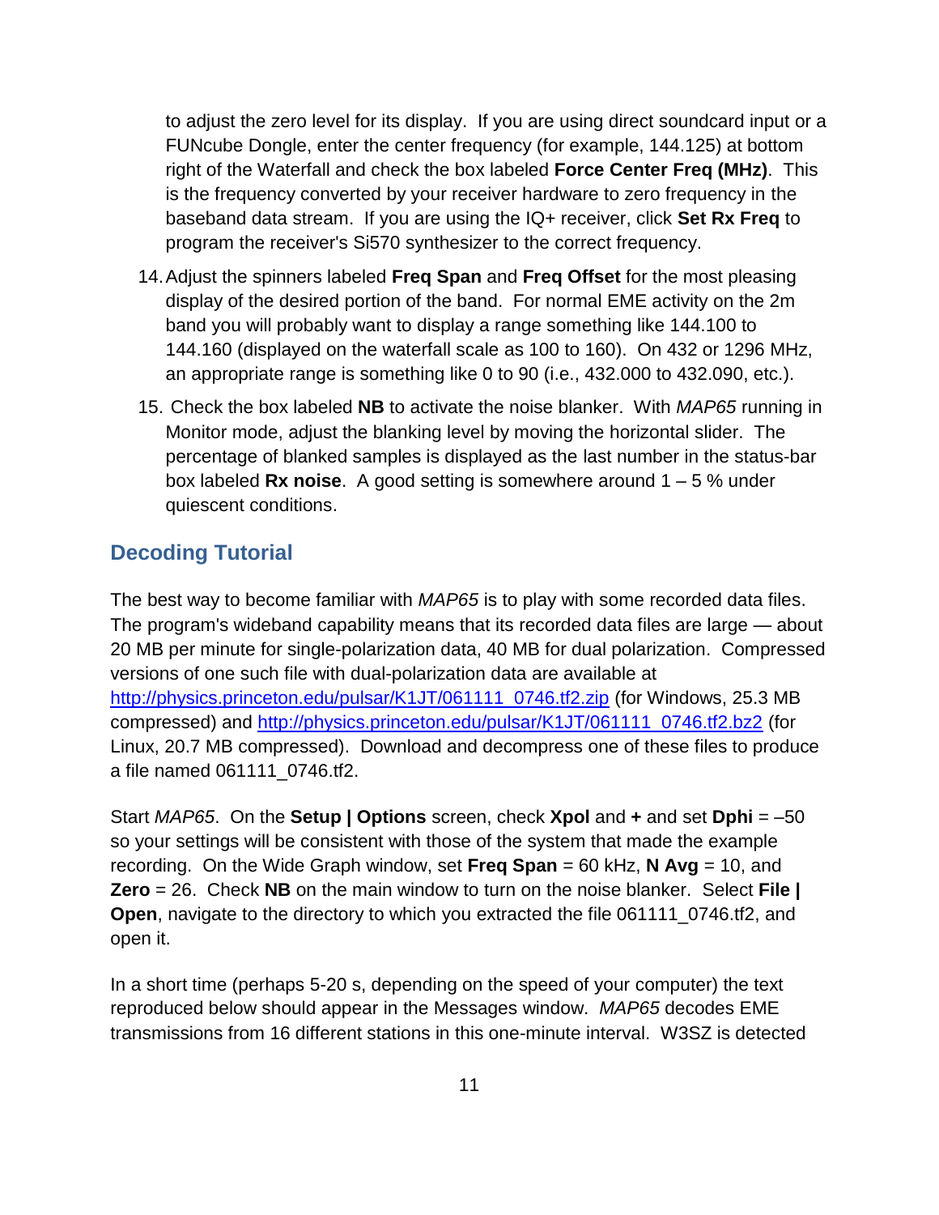to adjust the zero level for its display. If you are using direct soundcard input or a FUNcube Dongle, enter the center frequency (for example, 144.125) at bottom right of the Waterfall and check the box labeled **Force Center Freq (MHz)**. This is the frequency converted by your receiver hardware to zero frequency in the baseband data stream. If you are using the IQ+ receiver, click **Set Rx Freq** to program the receiver's Si570 synthesizer to the correct frequency.

14. Adjust the spinners labeled **Freq Span** and **Freq Offset** for the most pleasing display of the desired portion of the band. For normal EME activity on the 2m band you will probably want to display a range something like 144.100 to 144.160 (displayed on the waterfall scale as 100 to 160). On 432 or 1296 MHz, an appropriate range is something like 0 to 90 (i.e., 432.000 to 432.090, etc.).

15. Check the box labeled **NB** to activate the noise blanker. With *MAP65* running in Monitor mode, adjust the blanking level by moving the horizontal slider. The percentage of blanked samples is displayed as the last number in the status-bar box labeled **Rx noise**. A good setting is somewhere around 1 – 5 % under quiescent conditions.

## Decoding Tutorial

The best way to become familiar with *MAP65* is to play with some recorded data files. The program's wideband capability means that its recorded data files are large — about 20 MB per minute for single-polarization data, 40 MB for dual polarization. Compressed versions of one such file with dual-polarization data are available at [http://physics.princeton.edu/pulsar/K1JT/061111_0746.tf2.zip](http://physics.princeton.edu/pulsar/K1JT/061111_0746.tf2.zip) (for Windows, 25.3 MB compressed) and [http://physics.princeton.edu/pulsar/K1JT/061111_0746.tf2.bz2](http://physics.princeton.edu/pulsar/K1JT/061111_0746.tf2.bz2) (for Linux, 20.7 MB compressed). Download and decompress one of these files to produce a file named 061111_0746.tf2.

Start *MAP65*. On the **Setup | Options** screen, check **Xpol** and **+** and set **Dphi** = –50 so your settings will be consistent with those of the system that made the example recording. On the Wide Graph window, set **Freq Span** = 60 kHz, **N Avg** = 10, and **Zero** = 26. Check **NB** on the main window to turn on the noise blanker. Select **File | Open**, navigate to the directory to which you extracted the file 061111_0746.tf2, and open it.

In a short time (perhaps 5-20 s, depending on the speed of your computer) the text reproduced below should appear in the Messages window. *MAP65* decodes EME transmissions from 16 different stations in this one-minute interval. W3SZ is detected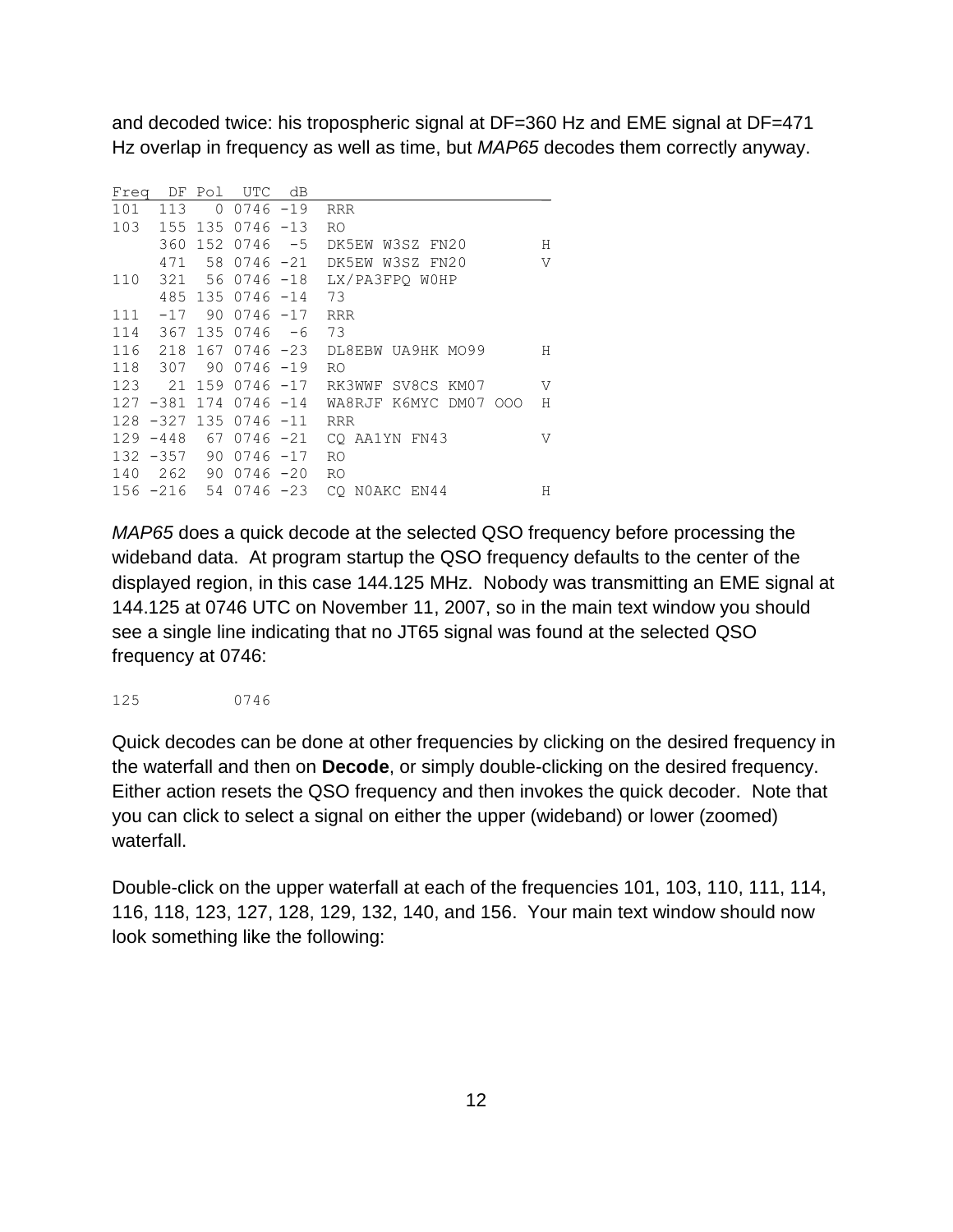and decoded twice: his tropospheric signal at DF=360 Hz and EME signal at DF=471 Hz overlap in frequency as well as time, but *MAP65* decodes them correctly anyway.

```
Freq   DF Pol  UTC  dB
101  113   0 0746 -19  RRR
103  155 135 0746 -13  RO
     360 152 0746  -5  DK5EW W3SZ FN20        H
     471  58 0746 -21  DK5EW W3SZ FN20        V
110  321  56 0746 -18  LX/PA3FPQ W0HP
     485 135 0746 -14  73
111  -17  90 0746 -17  RRR
114  367 135 0746  -6  73
116  218 167 0746 -23  DL8EBW UA9HK MO99      H
118  307  90 0746 -19  RO
123   21 159 0746 -17  RK3WWF SV8CS KM07      V
127 -381 174 0746 -14  WA8RJF K6MYC DM07 OOO  H
128 -327 135 0746 -11  RRR
129 -448  67 0746 -21  CQ AA1YN FN43          V
132 -357  90 0746 -17  RO
140  262  90 0746 -20  RO
156 -216  54 0746 -23  CQ N0AKC EN44          H
```

*MAP65* does a quick decode at the selected QSO frequency before processing the wideband data. At program startup the QSO frequency defaults to the center of the displayed region, in this case 144.125 MHz. Nobody was transmitting an EME signal at 144.125 at 0746 UTC on November 11, 2007, so in the main text window you should see a single line indicating that no JT65 signal was found at the selected QSO frequency at 0746:

```
125         0746
```

Quick decodes can be done at other frequencies by clicking on the desired frequency in the waterfall and then on **Decode**, or simply double-clicking on the desired frequency. Either action resets the QSO frequency and then invokes the quick decoder. Note that you can click to select a signal on either the upper (wideband) or lower (zoomed) waterfall.

Double-click on the upper waterfall at each of the frequencies 101, 103, 110, 111, 114, 116, 118, 123, 127, 128, 129, 132, 140, and 156. Your main text window should now look something like the following: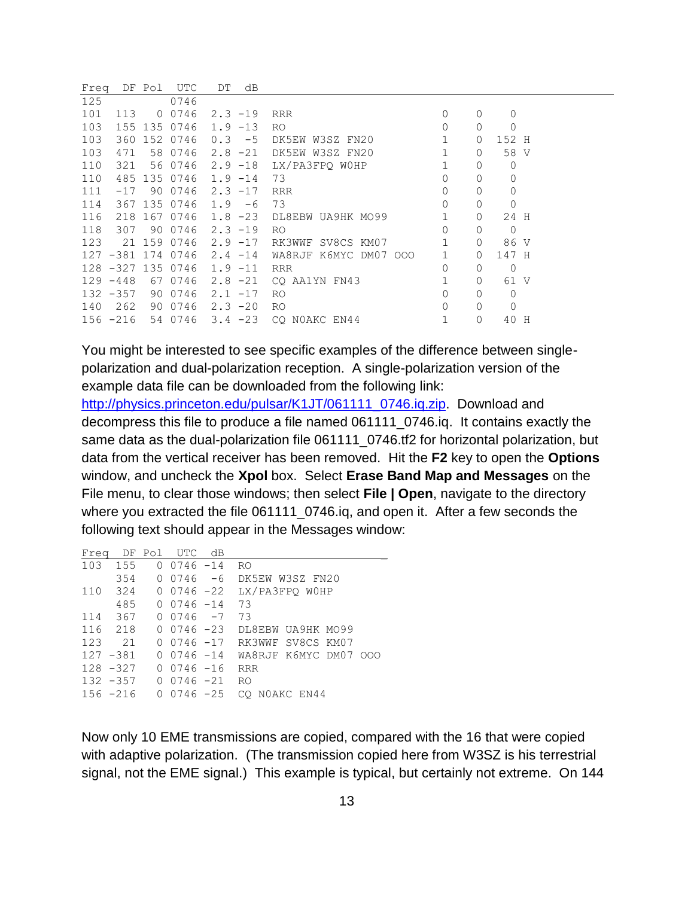```
Freq   DF Pol  UTC   DT  dB
125            0746
101  113   0 0746  2.3 -19  RRR                       0    0    0
103  155 135 0746  1.9 -13  RO                        0    0    0
103  360 152 0746  0.3  -5  DK5EW W3SZ FN20           1    0  152 H
103  471  58 0746  2.8 -21  DK5EW W3SZ FN20           1    0   58 V
110  321  56 0746  2.9 -18  LX/PA3FPQ W0HP            1    0    0
110  485 135 0746  1.9 -14  73                        0    0    0
111  -17  90 0746  2.3 -17  RRR                       0    0    0
114  367 135 0746  1.9  -6  73                        0    0    0
116  218 167 0746  1.8 -23  DL8EBW UA9HK MO99         1    0   24 H
118  307  90 0746  2.3 -19  RO                        0    0    0
123   21 159 0746  2.9 -17  RK3WWF SV8CS KM07         1    0   86 V
127 -381 174 0746  2.4 -14  WA8RJF K6MYC DM07 OOO     1    0  147 H
128 -327 135 0746  1.9 -11  RRR                       0    0    0
129 -448  67 0746  2.8 -21  CQ AA1YN FN43             1    0   61 V
132 -357  90 0746  2.1 -17  RO                        0    0    0
140  262  90 0746  2.3 -20  RO                        0    0    0
156 -216  54 0746  3.4 -23  CQ N0AKC EN44             1    0   40 H
```

You might be interested to see specific examples of the difference between single-polarization and dual-polarization reception. A single-polarization version of the example data file can be downloaded from the following link: http://physics.princeton.edu/pulsar/K1JT/061111_0746.iq.zip. Download and decompress this file to produce a file named 061111_0746.iq. It contains exactly the same data as the dual-polarization file 061111_0746.tf2 for horizontal polarization, but data from the vertical receiver has been removed. Hit the **F2** key to open the **Options** window, and uncheck the **Xpol** box. Select **Erase Band Map and Messages** on the File menu, to clear those windows; then select **File | Open**, navigate to the directory where you extracted the file 061111_0746.iq, and open it. After a few seconds the following text should appear in the Messages window:

```
Freq   DF Pol  UTC  dB
103  155   0 0746 -14  RO
     354   0 0746  -6  DK5EW W3SZ FN20
110  324   0 0746 -22  LX/PA3FPQ W0HP
     485   0 0746 -14  73
114  367   0 0746  -7  73
116  218   0 0746 -23  DL8EBW UA9HK MO99
123   21   0 0746 -17  RK3WWF SV8CS KM07
127 -381   0 0746 -14  WA8RJF K6MYC DM07 OOO
128 -327   0 0746 -16  RRR
132 -357   0 0746 -21  RO
156 -216   0 0746 -25  CQ N0AKC EN44
```

Now only 10 EME transmissions are copied, compared with the 16 that were copied with adaptive polarization. (The transmission copied here from W3SZ is his terrestrial signal, not the EME signal.) This example is typical, but certainly not extreme. On 144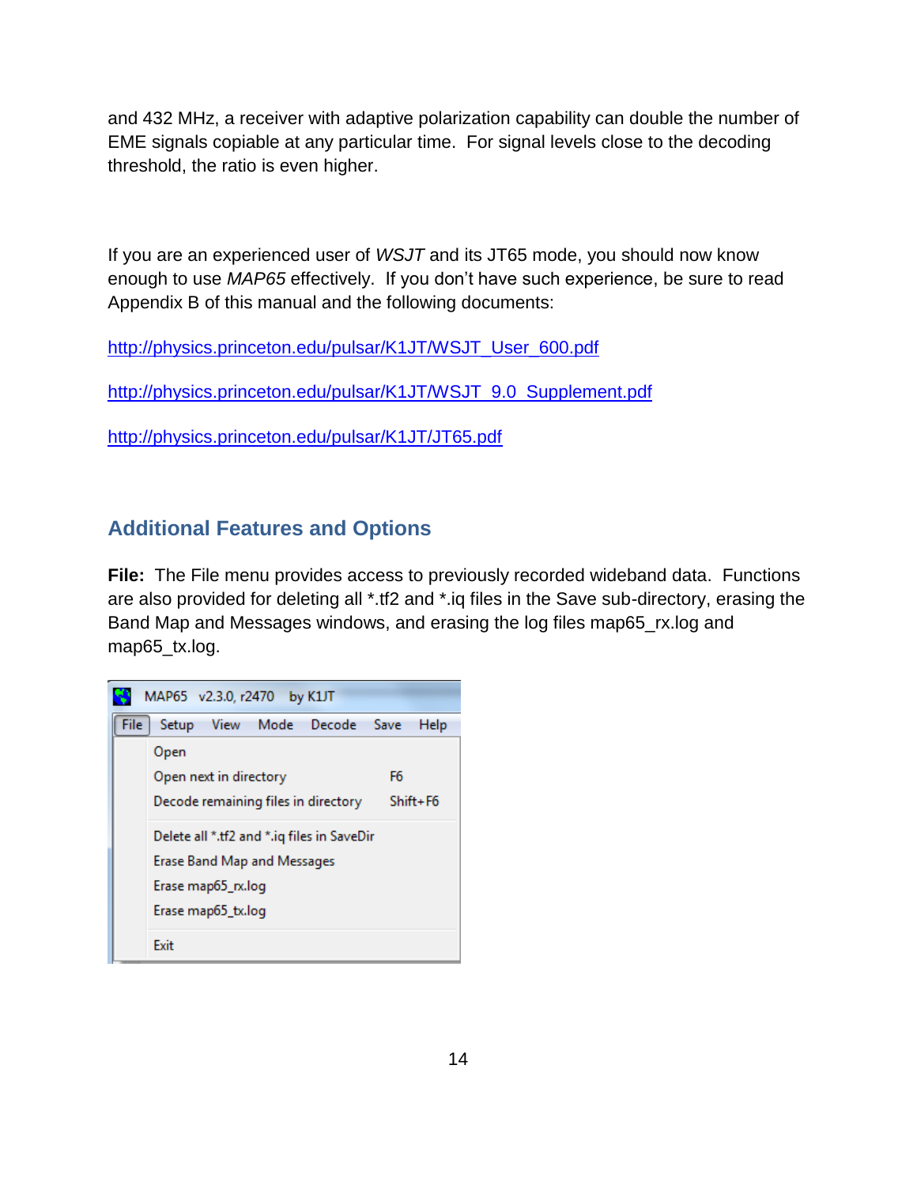and 432 MHz, a receiver with adaptive polarization capability can double the number of EME signals copiable at any particular time. For signal levels close to the decoding threshold, the ratio is even higher.

If you are an experienced user of *WSJT* and its JT65 mode, you should now know enough to use *MAP65* effectively. If you don't have such experience, be sure to read Appendix B of this manual and the following documents:

http://physics.princeton.edu/pulsar/K1JT/WSJT_User_600.pdf

http://physics.princeton.edu/pulsar/K1JT/WSJT_9.0_Supplement.pdf

http://physics.princeton.edu/pulsar/K1JT/JT65.pdf

## Additional Features and Options

**File:** The File menu provides access to previously recorded wideband data. Functions are also provided for deleting all *.tf2 and *.iq files in the Save sub-directory, erasing the Band Map and Messages windows, and erasing the log files map65_rx.log and map65_tx.log.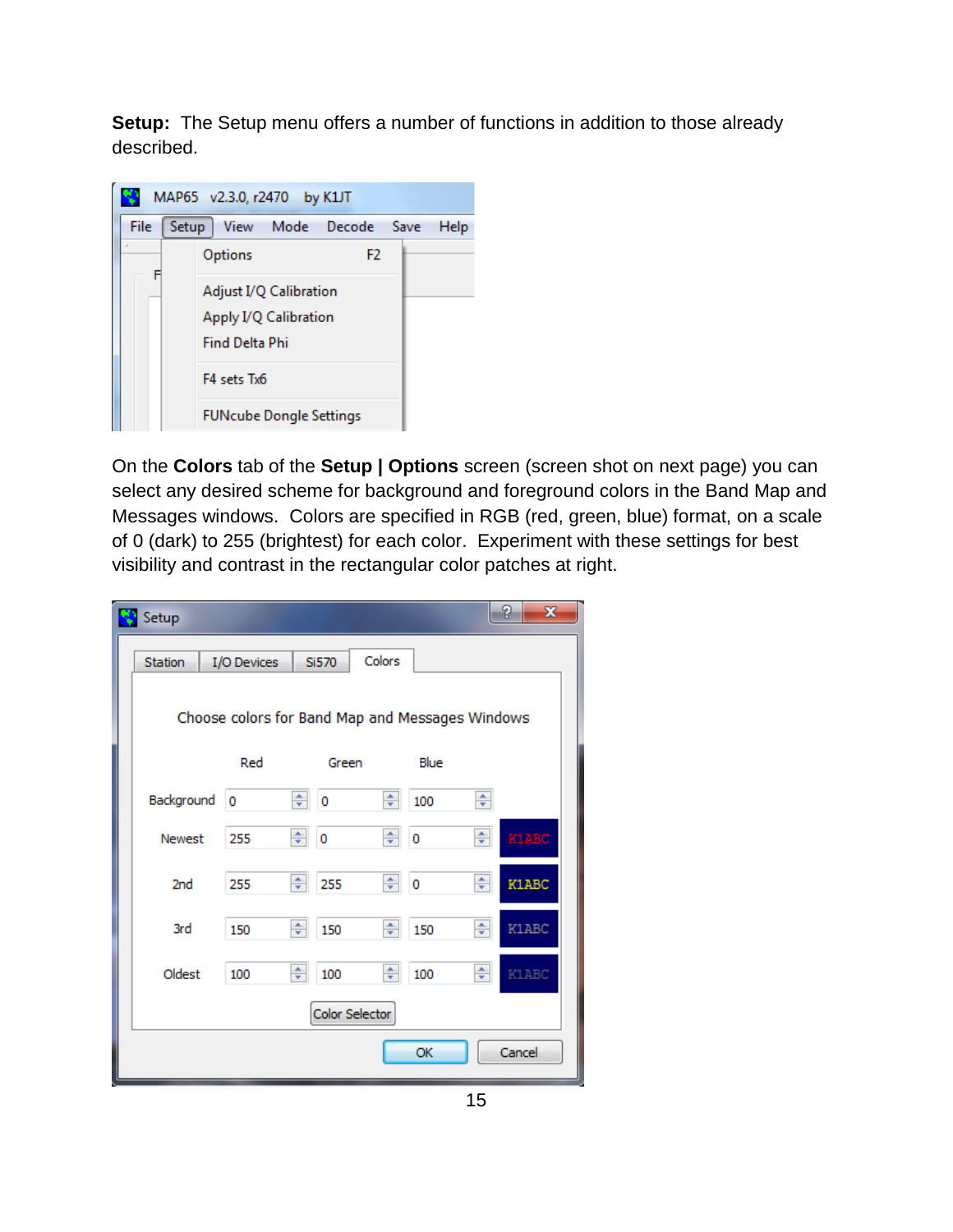**Setup:** The Setup menu offers a number of functions in addition to those already described.

On the **Colors** tab of the **Setup | Options** screen (screen shot on next page) you can select any desired scheme for background and foreground colors in the Band Map and Messages windows. Colors are specified in RGB (red, green, blue) format, on a scale of 0 (dark) to 255 (brightest) for each color. Experiment with these settings for best visibility and contrast in the rectangular color patches at right.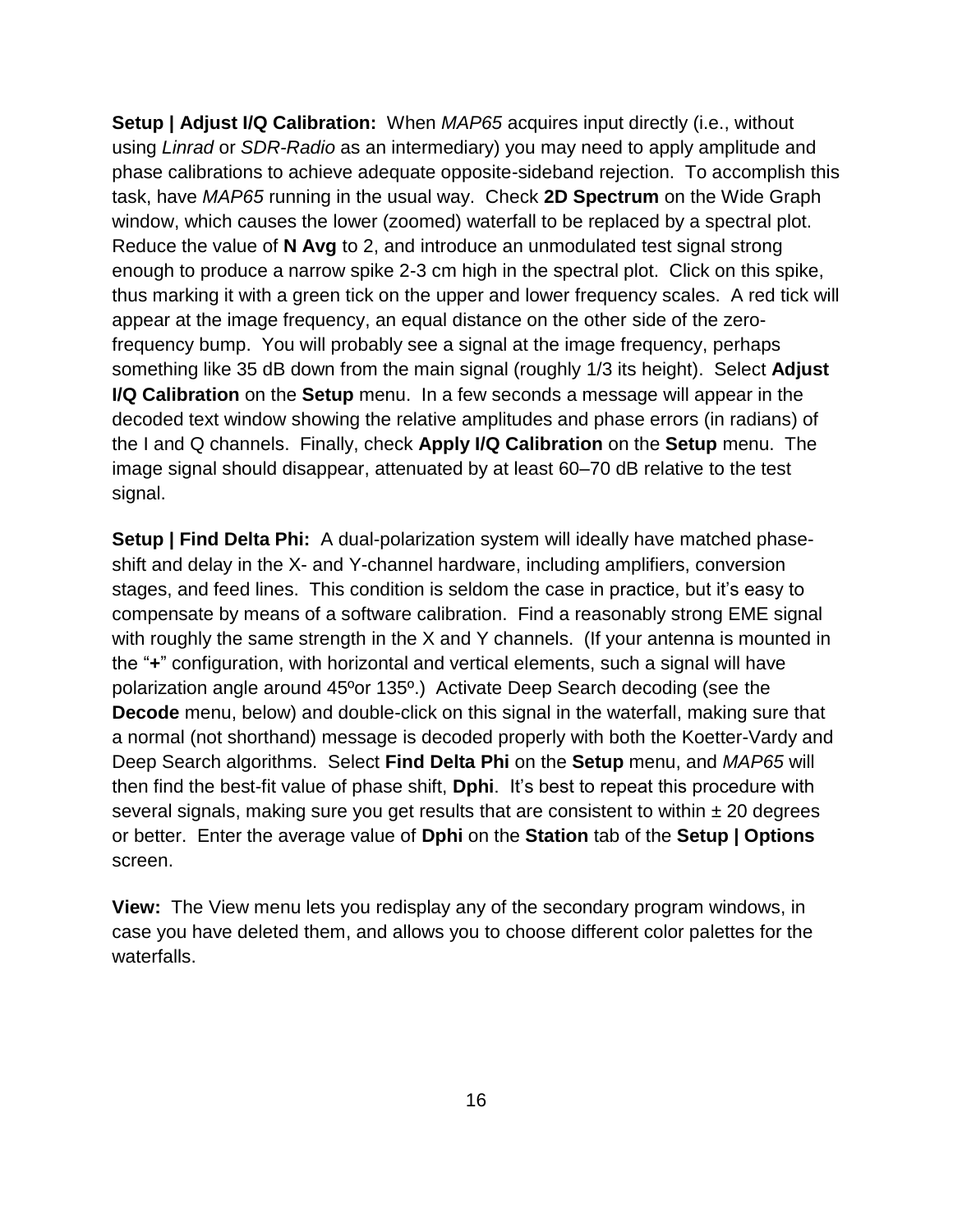**Setup | Adjust I/Q Calibration:** When *MAP65* acquires input directly (i.e., without using *Linrad* or *SDR-Radio* as an intermediary) you may need to apply amplitude and phase calibrations to achieve adequate opposite-sideband rejection. To accomplish this task, have *MAP65* running in the usual way. Check **2D Spectrum** on the Wide Graph window, which causes the lower (zoomed) waterfall to be replaced by a spectral plot. Reduce the value of **N Avg** to 2, and introduce an unmodulated test signal strong enough to produce a narrow spike 2-3 cm high in the spectral plot. Click on this spike, thus marking it with a green tick on the upper and lower frequency scales. A red tick will appear at the image frequency, an equal distance on the other side of the zero-frequency bump. You will probably see a signal at the image frequency, perhaps something like 35 dB down from the main signal (roughly 1/3 its height). Select **Adjust I/Q Calibration** on the **Setup** menu. In a few seconds a message will appear in the decoded text window showing the relative amplitudes and phase errors (in radians) of the I and Q channels. Finally, check **Apply I/Q Calibration** on the **Setup** menu. The image signal should disappear, attenuated by at least 60–70 dB relative to the test signal.

**Setup | Find Delta Phi:** A dual-polarization system will ideally have matched phase-shift and delay in the X- and Y-channel hardware, including amplifiers, conversion stages, and feed lines. This condition is seldom the case in practice, but it's easy to compensate by means of a software calibration. Find a reasonably strong EME signal with roughly the same strength in the X and Y channels. (If your antenna is mounted in the "**+**" configuration, with horizontal and vertical elements, such a signal will have polarization angle around 45ºor 135º.) Activate Deep Search decoding (see the **Decode** menu, below) and double-click on this signal in the waterfall, making sure that a normal (not shorthand) message is decoded properly with both the Koetter-Vardy and Deep Search algorithms. Select **Find Delta Phi** on the **Setup** menu, and *MAP65* will then find the best-fit value of phase shift, **Dphi**. It's best to repeat this procedure with several signals, making sure you get results that are consistent to within ± 20 degrees or better. Enter the average value of **Dphi** on the **Station** tab of the **Setup | Options** screen.

**View:** The View menu lets you redisplay any of the secondary program windows, in case you have deleted them, and allows you to choose different color palettes for the waterfalls.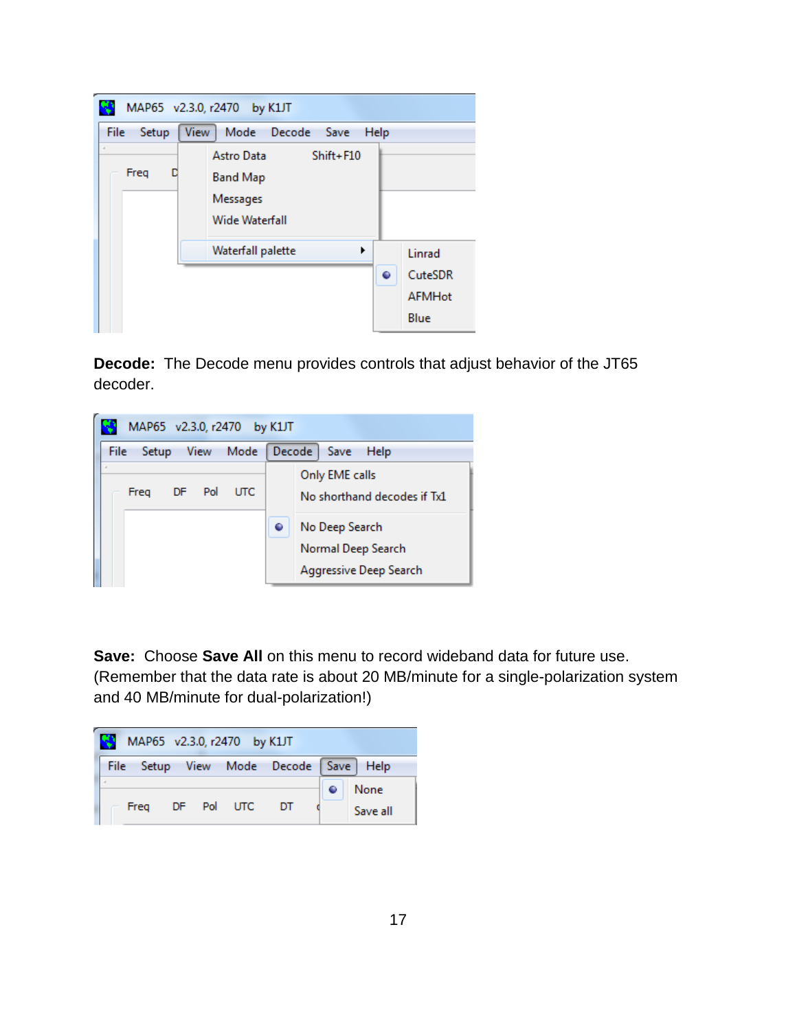**Decode:** The Decode menu provides controls that adjust behavior of the JT65 decoder.

**Save:** Choose **Save All** on this menu to record wideband data for future use. (Remember that the data rate is about 20 MB/minute for a single-polarization system and 40 MB/minute for dual-polarization!)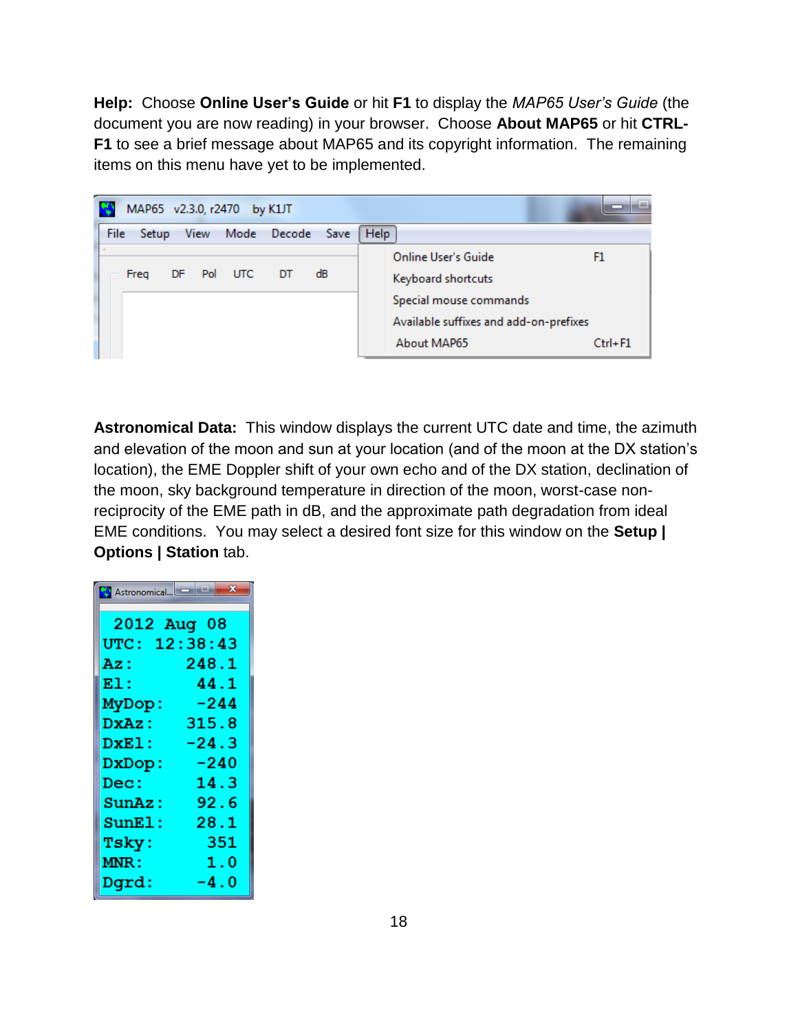**Help:** Choose **Online User's Guide** or hit **F1** to display the *MAP65 User's Guide* (the document you are now reading) in your browser. Choose **About MAP65** or hit **CTRL-F1** to see a brief message about MAP65 and its copyright information. The remaining items on this menu have yet to be implemented.

**Astronomical Data:** This window displays the current UTC date and time, the azimuth and elevation of the moon and sun at your location (and of the moon at the DX station's location), the EME Doppler shift of your own echo and of the DX station, declination of the moon, sky background temperature in direction of the moon, worst-case non-reciprocity of the EME path in dB, and the approximate path degradation from ideal EME conditions. You may select a desired font size for this window on the **Setup | Options | Station** tab.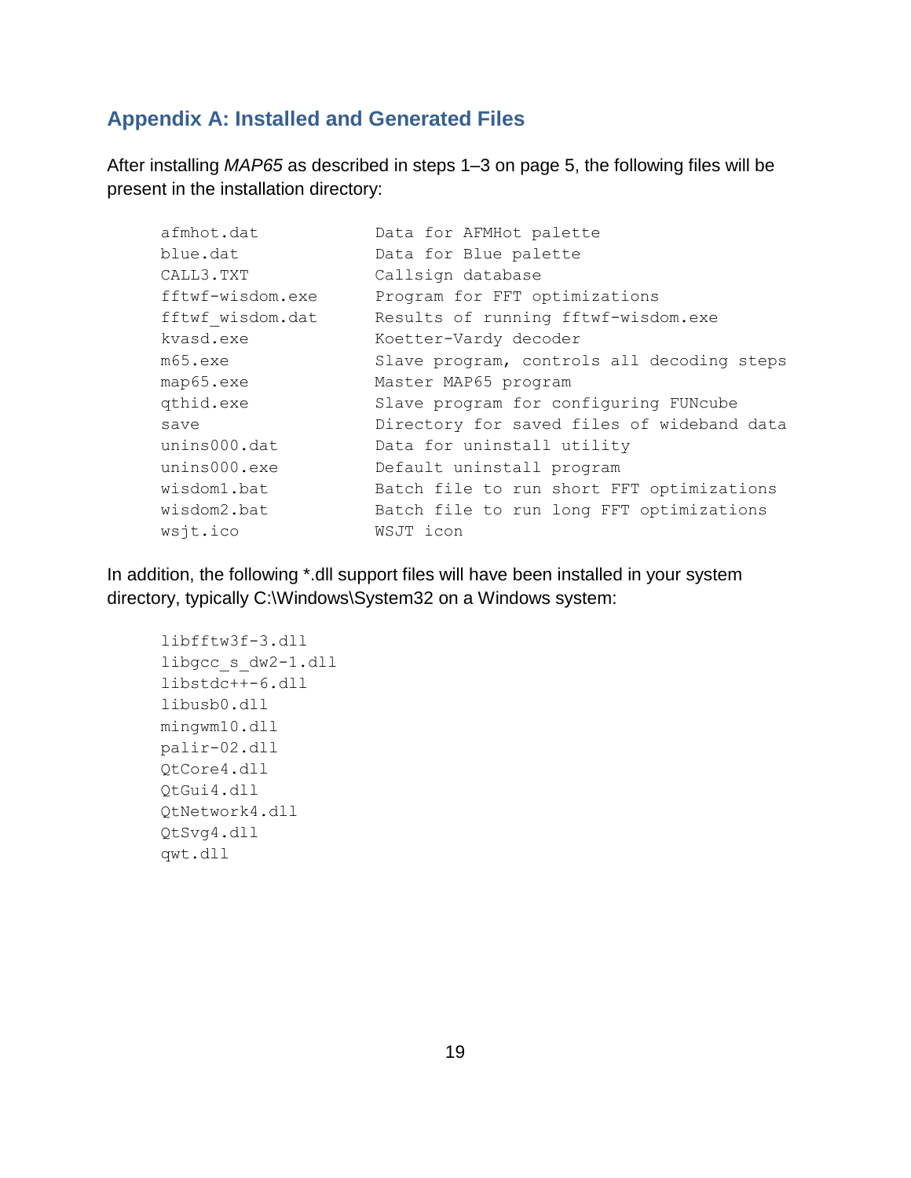## Appendix A: Installed and Generated Files

After installing *MAP65* as described in steps 1–3 on page 5, the following files will be present in the installation directory:

```
afmhot.dat          Data for AFMHot palette
blue.dat            Data for Blue palette
CALL3.TXT           Callsign database
fftwf-wisdom.exe    Program for FFT optimizations
fftwf_wisdom.dat    Results of running fftwf-wisdom.exe
kvasd.exe           Koetter-Vardy decoder
m65.exe             Slave program, controls all decoding steps
map65.exe           Master MAP65 program
qthid.exe           Slave program for configuring FUNcube
save                Directory for saved files of wideband data
unins000.dat        Data for uninstall utility
unins000.exe        Default uninstall program
wisdom1.bat         Batch file to run short FFT optimizations
wisdom2.bat         Batch file to run long FFT optimizations
wsjt.ico            WSJT icon
```

In addition, the following *.dll support files will have been installed in your system directory, typically C:\Windows\System32 on a Windows system:

```
libfftw3f-3.dll
libgcc_s_dw2-1.dll
libstdc++-6.dll
libusb0.dll
mingwm10.dll
palir-02.dll
QtCore4.dll
QtGui4.dll
QtNetwork4.dll
QtSvg4.dll
qwt.dll
```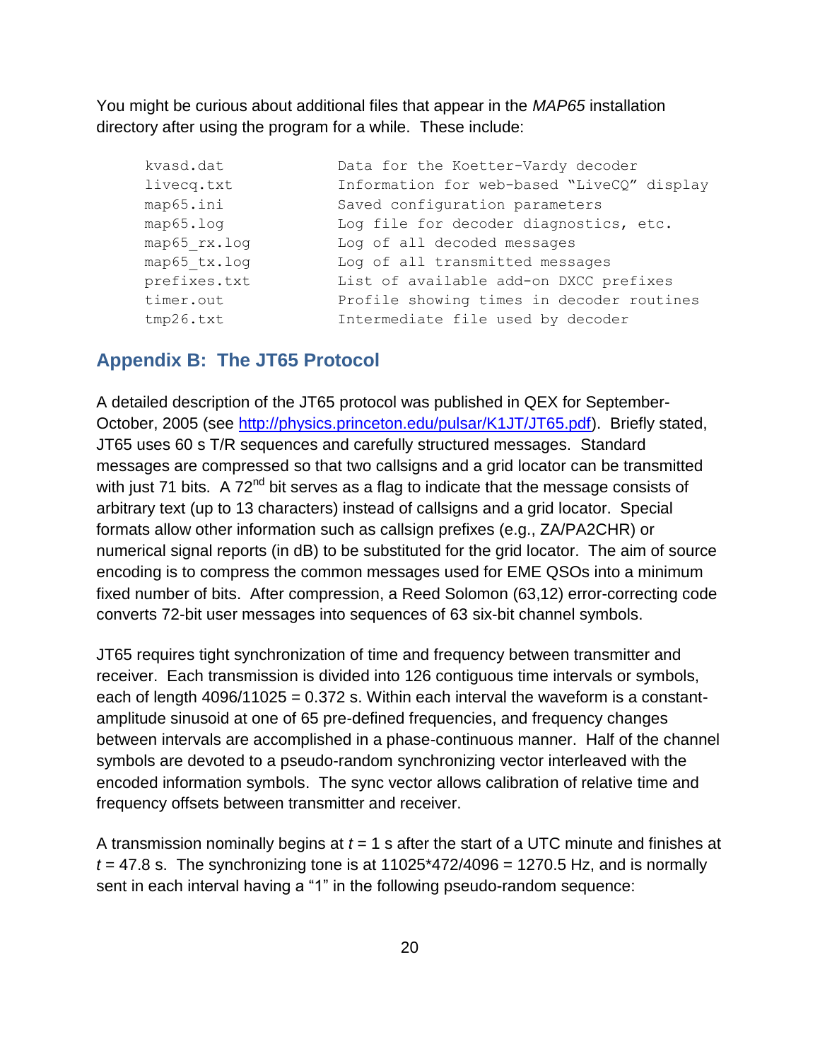You might be curious about additional files that appear in the *MAP65* installation directory after using the program for a while. These include:

```
kvasd.dat                Data for the Koetter-Vardy decoder
livecq.txt               Information for web-based "LiveCQ" display
map65.ini                Saved configuration parameters
map65.log                Log file for decoder diagnostics, etc.
map65_rx.log             Log of all decoded messages
map65_tx.log             Log of all transmitted messages
prefixes.txt             List of available add-on DXCC prefixes
timer.out                Profile showing times in decoder routines
tmp26.txt                Intermediate file used by decoder
```

## Appendix B: The JT65 Protocol

A detailed description of the JT65 protocol was published in QEX for September-October, 2005 (see http://physics.princeton.edu/pulsar/K1JT/JT65.pdf). Briefly stated, JT65 uses 60 s T/R sequences and carefully structured messages. Standard messages are compressed so that two callsigns and a grid locator can be transmitted with just 71 bits. A 72$^{nd}$ bit serves as a flag to indicate that the message consists of arbitrary text (up to 13 characters) instead of callsigns and a grid locator. Special formats allow other information such as callsign prefixes (e.g., ZA/PA2CHR) or numerical signal reports (in dB) to be substituted for the grid locator. The aim of source encoding is to compress the common messages used for EME QSOs into a minimum fixed number of bits. After compression, a Reed Solomon (63,12) error-correcting code converts 72-bit user messages into sequences of 63 six-bit channel symbols.

JT65 requires tight synchronization of time and frequency between transmitter and receiver. Each transmission is divided into 126 contiguous time intervals or symbols, each of length 4096/11025 = 0.372 s. Within each interval the waveform is a constant-amplitude sinusoid at one of 65 pre-defined frequencies, and frequency changes between intervals are accomplished in a phase-continuous manner. Half of the channel symbols are devoted to a pseudo-random synchronizing vector interleaved with the encoded information symbols. The sync vector allows calibration of relative time and frequency offsets between transmitter and receiver.

A transmission nominally begins at $t$ = 1 s after the start of a UTC minute and finishes at $t$ = 47.8 s. The synchronizing tone is at 11025*472/4096 = 1270.5 Hz, and is normally sent in each interval having a "1" in the following pseudo-random sequence: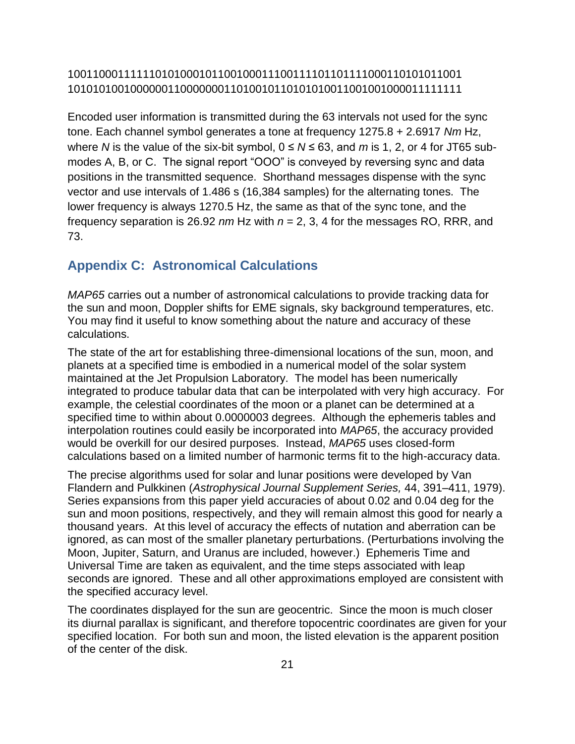1001100011111101010001011001000111001111011011110001101010110011
1010101001000000110000000110100101101010100110010010000111111111

Encoded user information is transmitted during the 63 intervals not used for the sync tone. Each channel symbol generates a tone at frequency 1275.8 + 2.6917 $Nm$ Hz, where $N$ is the value of the six-bit symbol, $0 \le N \le 63$, and $m$ is 1, 2, or 4 for JT65 sub-modes A, B, or C. The signal report "OOO" is conveyed by reversing sync and data positions in the transmitted sequence. Shorthand messages dispense with the sync vector and use intervals of 1.486 s (16,384 samples) for the alternating tones. The lower frequency is always 1270.5 Hz, the same as that of the sync tone, and the frequency separation is 26.92 $nm$ Hz with $n$ = 2, 3, 4 for the messages RO, RRR, and 73.

## Appendix C: Astronomical Calculations

*MAP65* carries out a number of astronomical calculations to provide tracking data for the sun and moon, Doppler shifts for EME signals, sky background temperatures, etc. You may find it useful to know something about the nature and accuracy of these calculations.

The state of the art for establishing three-dimensional locations of the sun, moon, and planets at a specified time is embodied in a numerical model of the solar system maintained at the Jet Propulsion Laboratory. The model has been numerically integrated to produce tabular data that can be interpolated with very high accuracy. For example, the celestial coordinates of the moon or a planet can be determined at a specified time to within about 0.0000003 degrees. Although the ephemeris tables and interpolation routines could easily be incorporated into *MAP65*, the accuracy provided would be overkill for our desired purposes. Instead, *MAP65* uses closed-form calculations based on a limited number of harmonic terms fit to the high-accuracy data.

The precise algorithms used for solar and lunar positions were developed by Van Flandern and Pulkkinen (*Astrophysical Journal Supplement Series,* 44, 391–411, 1979). Series expansions from this paper yield accuracies of about 0.02 and 0.04 deg for the sun and moon positions, respectively, and they will remain almost this good for nearly a thousand years. At this level of accuracy the effects of nutation and aberration can be ignored, as can most of the smaller planetary perturbations. (Perturbations involving the Moon, Jupiter, Saturn, and Uranus are included, however.) Ephemeris Time and Universal Time are taken as equivalent, and the time steps associated with leap seconds are ignored. These and all other approximations employed are consistent with the specified accuracy level.

The coordinates displayed for the sun are geocentric. Since the moon is much closer its diurnal parallax is significant, and therefore topocentric coordinates are given for your specified location. For both sun and moon, the listed elevation is the apparent position of the center of the disk.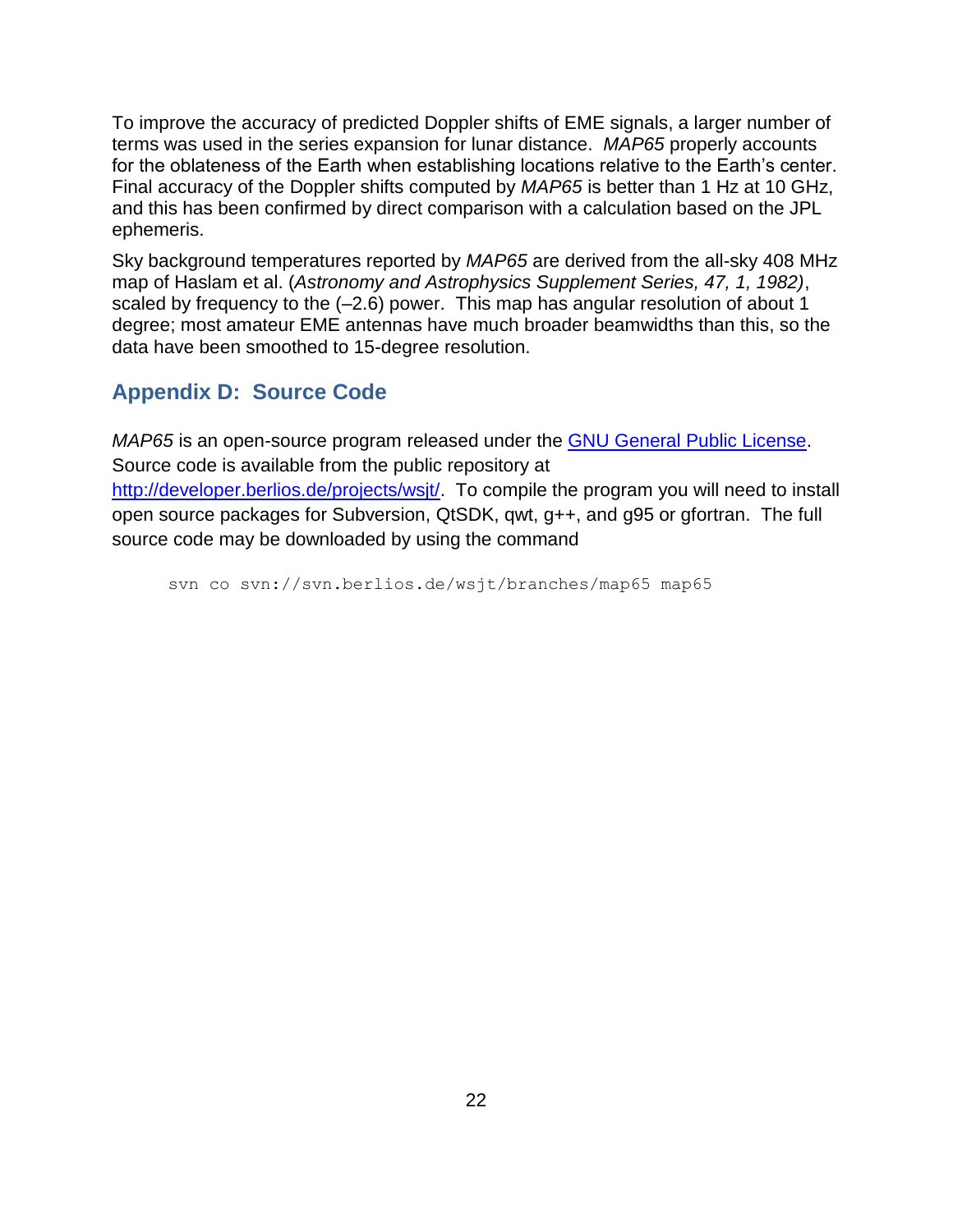To improve the accuracy of predicted Doppler shifts of EME signals, a larger number of terms was used in the series expansion for lunar distance. *MAP65* properly accounts for the oblateness of the Earth when establishing locations relative to the Earth's center. Final accuracy of the Doppler shifts computed by *MAP65* is better than 1 Hz at 10 GHz, and this has been confirmed by direct comparison with a calculation based on the JPL ephemeris.

Sky background temperatures reported by *MAP65* are derived from the all-sky 408 MHz map of Haslam et al. (*Astronomy and Astrophysics Supplement Series, 47, 1, 1982)*, scaled by frequency to the (–2.6) power. This map has angular resolution of about 1 degree; most amateur EME antennas have much broader beamwidths than this, so the data have been smoothed to 15-degree resolution.

## Appendix D: Source Code

*MAP65* is an open-source program released under the [GNU General Public License](). Source code is available from the public repository at [http://developer.berlios.de/projects/wsjt/](http://developer.berlios.de/projects/wsjt/). To compile the program you will need to install open source packages for Subversion, QtSDK, qwt, g++, and g95 or gfortran. The full source code may be downloaded by using the command

```
svn co svn://svn.berlios.de/wsjt/branches/map65 map65
```